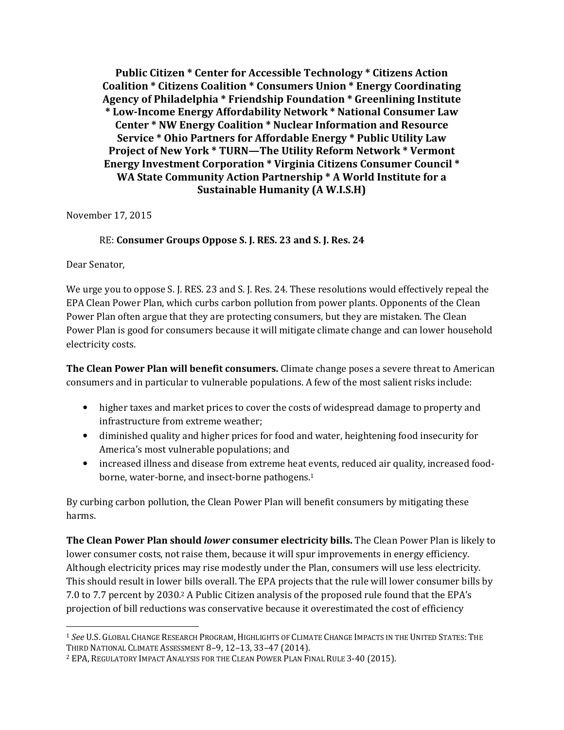**Public Citizen * Center for Accessible Technology * Citizens Action Coalition * Citizens Coalition * Consumers Union * Energy Coordinating Agency of Philadelphia * Friendship Foundation * Greenlining Institute * Low-Income Energy Affordability Network * National Consumer Law Center * NW Energy Coalition * Nuclear Information and Resource Service * Ohio Partners for Affordable Energy * Public Utility Law Project of New York * TURN—The Utility Reform Network * Vermont Energy Investment Corporation * Virginia Citizens Consumer Council * WA State Community Action Partnership * A World Institute for a Sustainable Humanity (A W.I.S.H)**

November 17, 2015

RE: **Consumer Groups Oppose S. J. RES. 23 and S. J. Res. 24**

Dear Senator,

We urge you to oppose S. J. RES. 23 and S. J. Res. 24. These resolutions would effectively repeal the EPA Clean Power Plan, which curbs carbon pollution from power plants. Opponents of the Clean Power Plan often argue that they are protecting consumers, but they are mistaken. The Clean Power Plan is good for consumers because it will mitigate climate change and can lower household electricity costs.

**The Clean Power Plan will benefit consumers.** Climate change poses a severe threat to American consumers and in particular to vulnerable populations. A few of the most salient risks include:

- higher taxes and market prices to cover the costs of widespread damage to property and infrastructure from extreme weather;
- diminished quality and higher prices for food and water, heightening food insecurity for America's most vulnerable populations; and
- increased illness and disease from extreme heat events, reduced air quality, increased food-borne, water-borne, and insect-borne pathogens.[1]

By curbing carbon pollution, the Clean Power Plan will benefit consumers by mitigating these harms.

**The Clean Power Plan should *lower* consumer electricity bills.** The Clean Power Plan is likely to lower consumer costs, not raise them, because it will spur improvements in energy efficiency. Although electricity prices may rise modestly under the Plan, consumers will use less electricity. This should result in lower bills overall. The EPA projects that the rule will lower consumer bills by 7.0 to 7.7 percent by 2030.[2] A Public Citizen analysis of the proposed rule found that the EPA's projection of bill reductions was conservative because it overestimated the cost of efficiency

---

[1] *See* U.S. GLOBAL CHANGE RESEARCH PROGRAM, HIGHLIGHTS OF CLIMATE CHANGE IMPACTS IN THE UNITED STATES: THE THIRD NATIONAL CLIMATE ASSESSMENT 8–9, 12–13, 33–47 (2014).

[2] EPA, REGULATORY IMPACT ANALYSIS FOR THE CLEAN POWER PLAN FINAL RULE 3-40 (2015).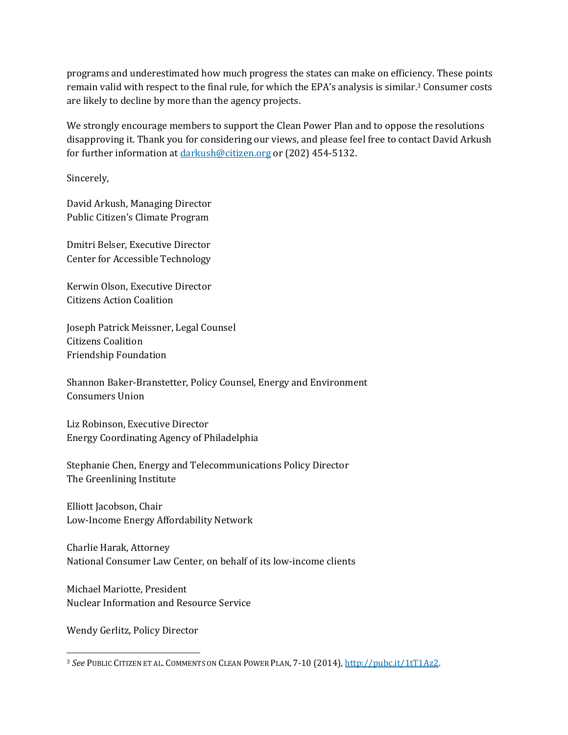programs and underestimated how much progress the states can make on efficiency. These points remain valid with respect to the final rule, for which the EPA's analysis is similar.[3] Consumer costs are likely to decline by more than the agency projects.

We strongly encourage members to support the Clean Power Plan and to oppose the resolutions disapproving it. Thank you for considering our views, and please feel free to contact David Arkush for further information at darkush@citizen.org or (202) 454-5132.

Sincerely,

David Arkush, Managing Director
Public Citizen's Climate Program

Dmitri Belser, Executive Director
Center for Accessible Technology

Kerwin Olson, Executive Director
Citizens Action Coalition

Joseph Patrick Meissner, Legal Counsel
Citizens Coalition
Friendship Foundation

Shannon Baker-Branstetter, Policy Counsel, Energy and Environment
Consumers Union

Liz Robinson, Executive Director
Energy Coordinating Agency of Philadelphia

Stephanie Chen, Energy and Telecommunications Policy Director
The Greenlining Institute

Elliott Jacobson, Chair
Low-Income Energy Affordability Network

Charlie Harak, Attorney
National Consumer Law Center, on behalf of its low-income clients

Michael Mariotte, President
Nuclear Information and Resource Service

Wendy Gerlitz, Policy Director

---

[3] *See* PUBLIC CITIZEN ET AL. COMMENTS ON CLEAN POWER PLAN, 7-10 (2014), http://pubc.it/1tT1Az2.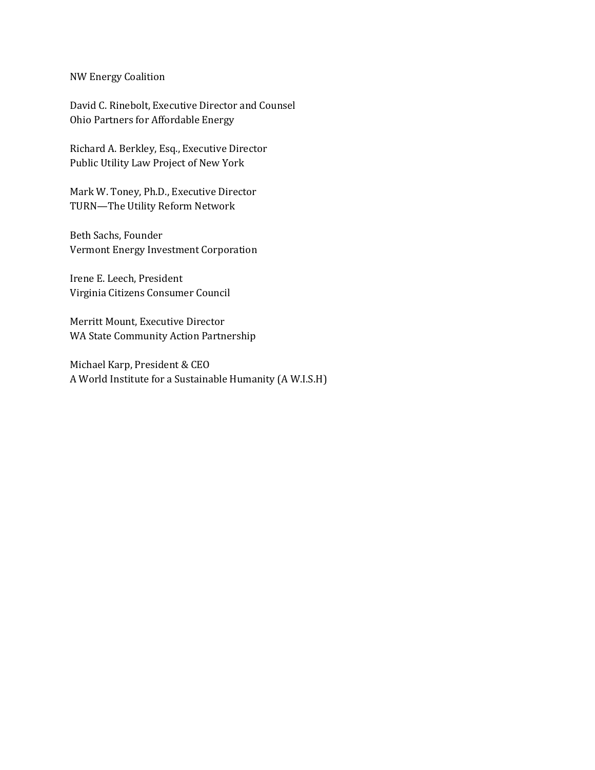NW Energy Coalition

David C. Rinebolt, Executive Director and Counsel
Ohio Partners for Affordable Energy

Richard A. Berkley, Esq., Executive Director
Public Utility Law Project of New York

Mark W. Toney, Ph.D., Executive Director
TURN—The Utility Reform Network

Beth Sachs, Founder
Vermont Energy Investment Corporation

Irene E. Leech, President
Virginia Citizens Consumer Council

Merritt Mount, Executive Director
WA State Community Action Partnership

Michael Karp, President & CEO
A World Institute for a Sustainable Humanity (A W.I.S.H)